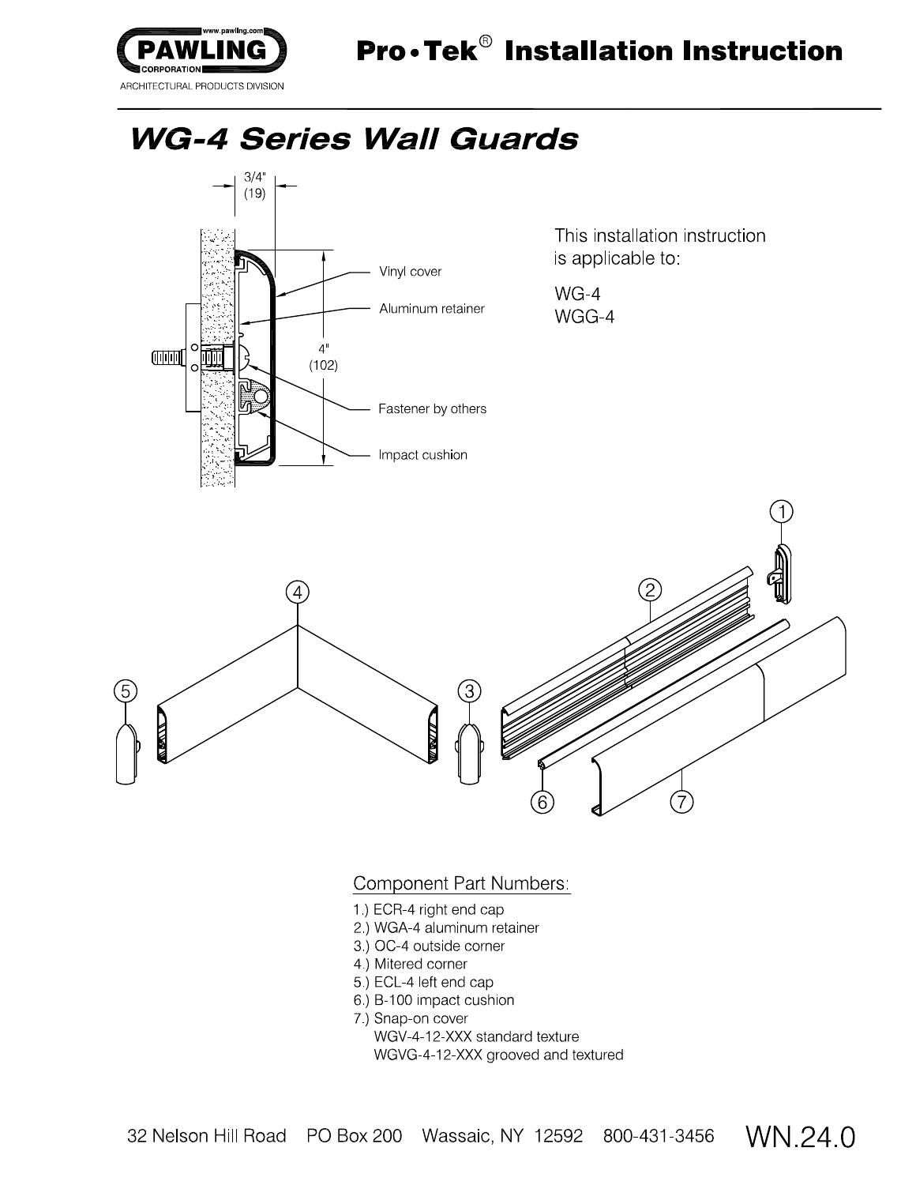# Pro•Tek® Installation Instruction

## WG-4 Series Wall Guards

3/4" (19)

4" (102)

Vinyl cover

Aluminum retainer

Fastener by others

Impact cushion

This installation instruction is applicable to:

WG-4
WGG-4

Component Part Numbers:

1.) ECR-4 right end cap
2.) WGA-4 aluminum retainer
3.) OC-4 outside corner
4.) Mitered corner
5.) ECL-4 left end cap
6.) B-100 impact cushion
7.) Snap-on cover
 WGV-4-12-XXX standard texture
 WGVG-4-12-XXX grooved and textured

32 Nelson Hill Road PO Box 200 Wassaic, NY 12592 800-431-3456 WN.24.0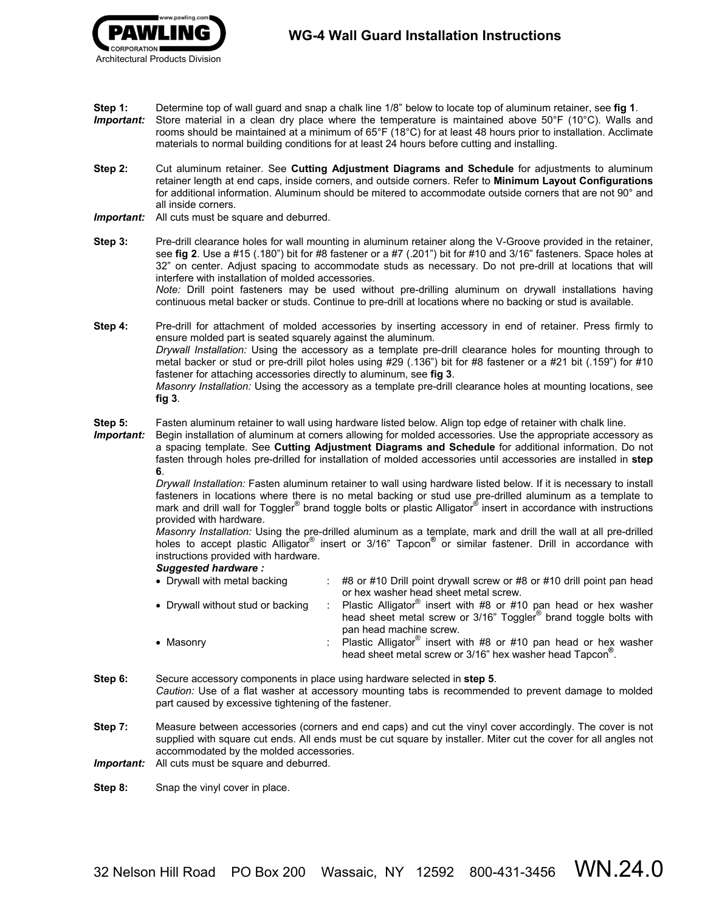# WG-4 Wall Guard Installation Instructions

**Step 1:** Determine top of wall guard and snap a chalk line 1/8" below to locate top of aluminum retainer, see **fig 1**.

***Important:*** Store material in a clean dry place where the temperature is maintained above 50°F (10°C). Walls and rooms should be maintained at a minimum of 65°F (18°C) for at least 48 hours prior to installation. Acclimate materials to normal building conditions for at least 24 hours before cutting and installing.

**Step 2:** Cut aluminum retainer. See **Cutting Adjustment Diagrams and Schedule** for adjustments to aluminum retainer length at end caps, inside corners, and outside corners. Refer to **Minimum Layout Configurations** for additional information. Aluminum should be mitered to accommodate outside corners that are not 90° and all inside corners.

***Important:*** All cuts must be square and deburred.

**Step 3:** Pre-drill clearance holes for wall mounting in aluminum retainer along the V-Groove provided in the retainer, see **fig 2**. Use a #15 (.180") bit for #8 fastener or a #7 (.201") bit for #10 and 3/16" fasteners. Space holes at 32" on center. Adjust spacing to accommodate studs as necessary. Do not pre-drill at locations that will interfere with installation of molded accessories.

*Note:* Drill point fasteners may be used without pre-drilling aluminum on drywall installations having continuous metal backer or studs. Continue to pre-drill at locations where no backing or stud is available.

**Step 4:** Pre-drill for attachment of molded accessories by inserting accessory in end of retainer. Press firmly to ensure molded part is seated squarely against the aluminum.

*Drywall Installation:* Using the accessory as a template pre-drill clearance holes for mounting through to metal backer or stud or pre-drill pilot holes using #29 (.136") bit for #8 fastener or a #21 bit (.159") for #10 fastener for attaching accessories directly to aluminum, see **fig 3**.

*Masonry Installation:* Using the accessory as a template pre-drill clearance holes at mounting locations, see **fig 3**.

**Step 5:** Fasten aluminum retainer to wall using hardware listed below. Align top edge of retainer with chalk line.

***Important:*** Begin installation of aluminum at corners allowing for molded accessories. Use the appropriate accessory as a spacing template. See **Cutting Adjustment Diagrams and Schedule** for additional information. Do not fasten through holes pre-drilled for installation of molded accessories until accessories are installed in **step 6**.

*Drywall Installation:* Fasten aluminum retainer to wall using hardware listed below. If it is necessary to install fasteners in locations where there is no metal backing or stud use pre-drilled aluminum as a template to mark and drill wall for Toggler® brand toggle bolts or plastic Alligator® insert in accordance with instructions provided with hardware.

*Masonry Installation:* Using the pre-drilled aluminum as a template, mark and drill the wall at all pre-drilled holes to accept plastic Alligator® insert or 3/16" Tapcon® or similar fastener. Drill in accordance with instructions provided with hardware.

***Suggested hardware :***

- Drywall with metal backing : #8 or #10 Drill point drywall screw or #8 or #10 drill point pan head or hex washer head sheet metal screw.
- Drywall without stud or backing : Plastic Alligator® insert with #8 or #10 pan head or hex washer head sheet metal screw or 3/16" Toggler® brand toggle bolts with pan head machine screw.
- Masonry : Plastic Alligator® insert with #8 or #10 pan head or hex washer head sheet metal screw or 3/16" hex washer head Tapcon®.

**Step 6:** Secure accessory components in place using hardware selected in **step 5**.

*Caution:* Use of a flat washer at accessory mounting tabs is recommended to prevent damage to molded part caused by excessive tightening of the fastener.

**Step 7:** Measure between accessories (corners and end caps) and cut the vinyl cover accordingly. The cover is not supplied with square cut ends. All ends must be cut square by installer. Miter cut the cover for all angles not accommodated by the molded accessories.

***Important:*** All cuts must be square and deburred.

**Step 8:** Snap the vinyl cover in place.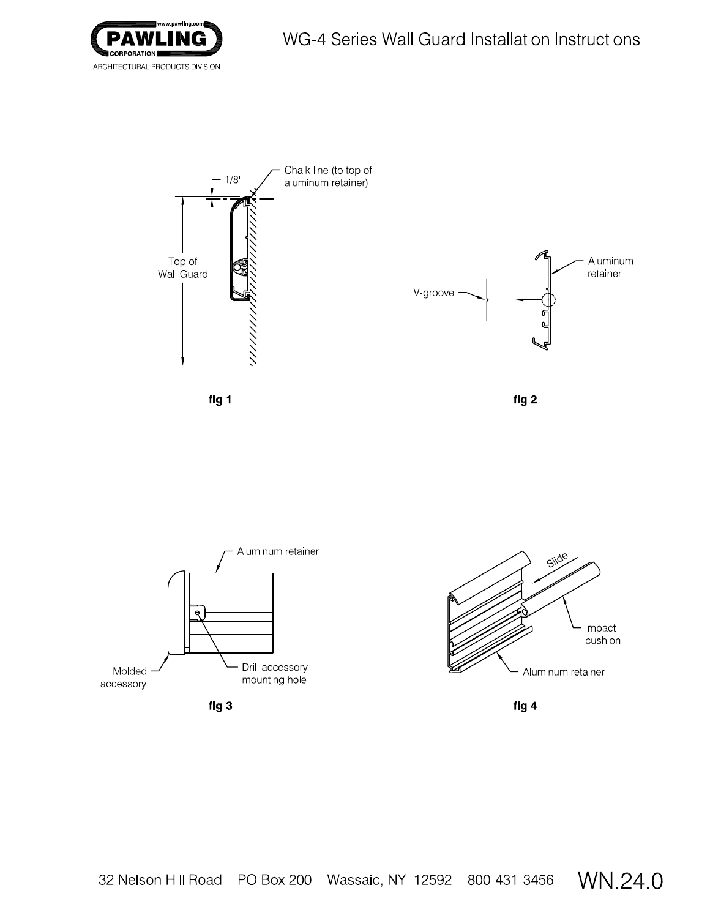# WG-4 Series Wall Guard Installation Instructions

Chalk line (to top of aluminum retainer)

1/8"

Top of Wall Guard

fig 1

V-groove

Aluminum retainer

fig 2

Aluminum retainer

Molded accessory

Drill accessory mounting hole

fig 3

Slide

Impact cushion

Aluminum retainer

fig 4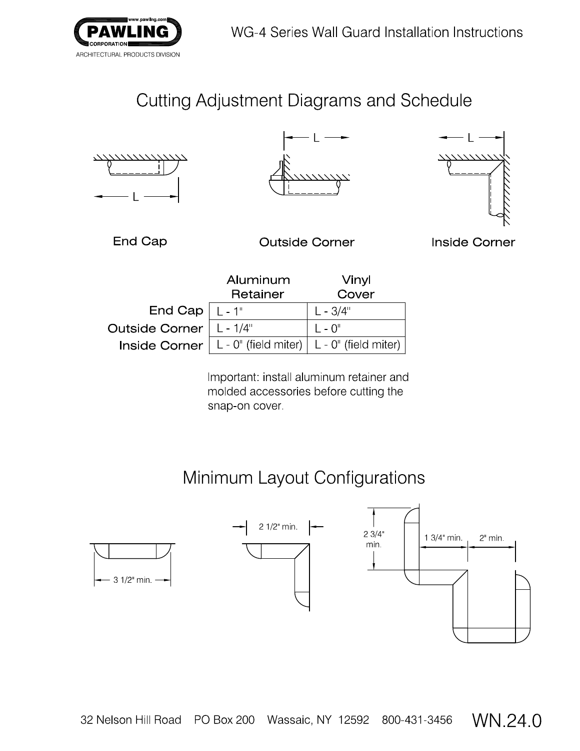WG-4 Series Wall Guard Installation Instructions

# Cutting Adjustment Diagrams and Schedule

L

L

L

End Cap

Outside Corner

Inside Corner

| | Aluminum Retainer | Vinyl Cover |
|---|---|---|
| End Cap | L - 1" | L - 3/4" |
| Outside Corner | L - 1/4" | L - 0" |
| Inside Corner | L - 0" (field miter) | L - 0" (field miter) |

Important: install aluminum retainer and molded accessories before cutting the snap-on cover.

# Minimum Layout Configurations

3 1/2" min.

2 1/2" min.

2 3/4" min.

1 3/4" min.

2" min.

32 Nelson Hill Road PO Box 200 Wassaic, NY 12592 800-431-3456 WN.24.0